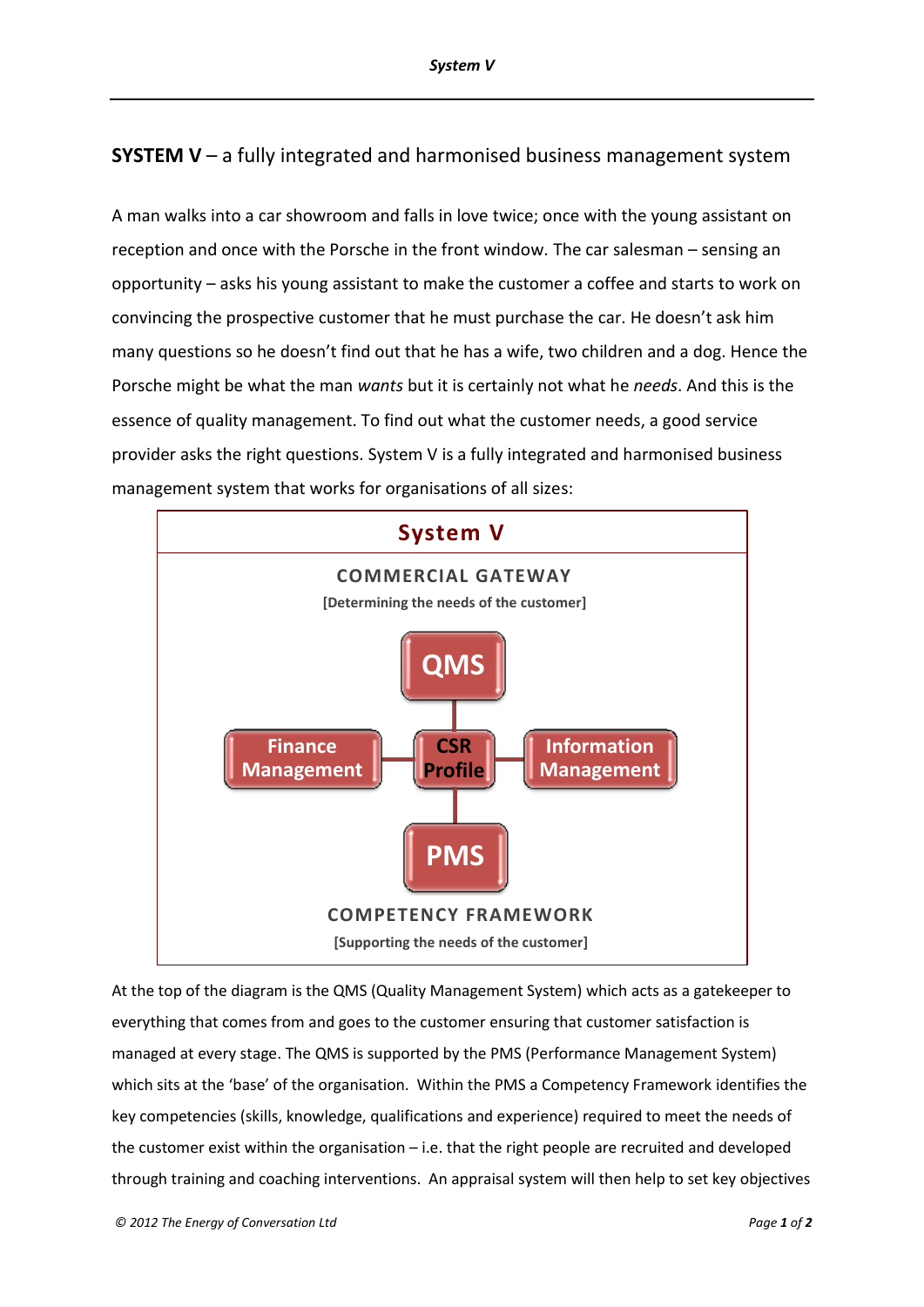**SYSTEM V** – a fully integrated and harmonised business management system

A man walks into a car showroom and falls in love twice; once with the young assistant on reception and once with the Porsche in the front window. The car salesman – sensing an opportunity – asks his young assistant to make the customer a coffee and starts to work on convincing the prospective customer that he must purchase the car. He doesn't ask him many questions so he doesn't find out that he has a wife, two children and a dog. Hence the Porsche might be what the man *wants* but it is certainly not what he *needs*. And this is the essence of quality management. To find out what the customer needs, a good service provider asks the right questions. System V is a fully integrated and harmonised business management system that works for organisations of all sizes:

System V

COMMERCIAL GATEWAY

[Determining the needs of the customer]

QMS

Finance Management

CSR Profile

Information Management

PMS

COMPETENCY FRAMEWORK

[Supporting the needs of the customer]

At the top of the diagram is the QMS (Quality Management System) which acts as a gatekeeper to everything that comes from and goes to the customer ensuring that customer satisfaction is managed at every stage. The QMS is supported by the PMS (Performance Management System) which sits at the 'base' of the organisation. Within the PMS a Competency Framework identifies the key competencies (skills, knowledge, qualifications and experience) required to meet the needs of the customer exist within the organisation – i.e. that the right people are recruited and developed through training and coaching interventions. An appraisal system will then help to set key objectives

*© 2012 The Energy of Conversation Ltd*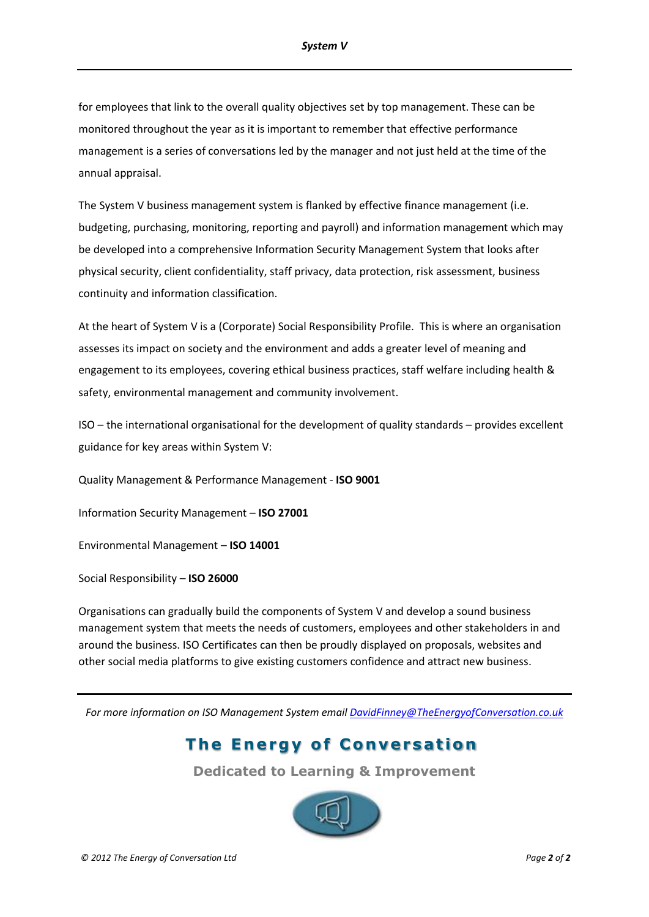for employees that link to the overall quality objectives set by top management. These can be monitored throughout the year as it is important to remember that effective performance management is a series of conversations led by the manager and not just held at the time of the annual appraisal.

The System V business management system is flanked by effective finance management (i.e. budgeting, purchasing, monitoring, reporting and payroll) and information management which may be developed into a comprehensive Information Security Management System that looks after physical security, client confidentiality, staff privacy, data protection, risk assessment, business continuity and information classification.

At the heart of System V is a (Corporate) Social Responsibility Profile. This is where an organisation assesses its impact on society and the environment and adds a greater level of meaning and engagement to its employees, covering ethical business practices, staff welfare including health & safety, environmental management and community involvement.

ISO – the international organisational for the development of quality standards – provides excellent guidance for key areas within System V:

Quality Management & Performance Management - **ISO 9001**

Information Security Management – **ISO 27001**

Environmental Management – **ISO 14001**

Social Responsibility – **ISO 26000**

Organisations can gradually build the components of System V and develop a sound business management system that meets the needs of customers, employees and other stakeholders in and around the business. ISO Certificates can then be proudly displayed on proposals, websites and other social media platforms to give existing customers confidence and attract new business.

---

*For more information on ISO Management System email [DavidFinney@TheEnergyofConversation.co.uk](mailto:DavidFinney@TheEnergyofConversation.co.uk)*

**The Energy of Conversation**

**Dedicated to Learning & Improvement**

*© 2012 The Energy of Conversation Ltd*